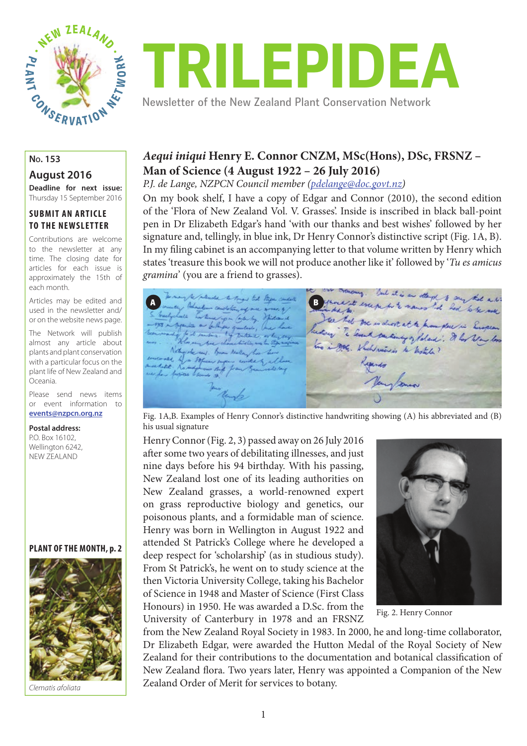# TRILEPIDEA

Newsletter of the New Zealand Plant Conservation Network

No. 153

**August 2016**

**Deadline for next issue:** Thursday 15 September 2016

**SUBMIT AN ARTICLE TO THE NEWSLETTER**

Contributions are welcome to the newsletter at any time. The closing date for articles for each issue is approximately the 15th of each month.

Articles may be edited and used in the newsletter and/or on the website news page.

The Network will publish almost any article about plants and plant conservation with a particular focus on the plant life of New Zealand and Oceania.

Please send news items or event information to **events@nzpcn.org.nz**

**Postal address:**
P.O. Box 16102,
Wellington 6242,
NEW ZEALAND

**PLANT OF THE MONTH, p. 2**

*Clematis afoliata*

## *Aequi iniqui* Henry E. Connor CNZM, MSc(Hons), DSc, FRSNZ – Man of Science (4 August 1922 – 26 July 2016)

*P.J. de Lange, NZPCN Council member (pdelange@doc.govt.nz)*

On my book shelf, I have a copy of Edgar and Connor (2010), the second edition of the 'Flora of New Zealand Vol. V. Grasses'. Inside is inscribed in black ball-point pen in Dr Elizabeth Edgar's hand 'with our thanks and best wishes' followed by her signature and, tellingly, in blue ink, Dr Henry Connor's distinctive script (Fig. 1A, B). In my filing cabinet is an accompanying letter to that volume written by Henry which states 'treasure this book we will not produce another like it' followed by '*Tu es amicus gramina*' (you are a friend to grasses).

Fig. 1A,B. Examples of Henry Connor's distinctive handwriting showing (A) his abbreviated and (B) his usual signature

Henry Connor (Fig. 2, 3) passed away on 26 July 2016 after some two years of debilitating illnesses, and just nine days before his 94 birthday. With his passing, New Zealand lost one of its leading authorities on New Zealand grasses, a world-renowned expert on grass reproductive biology and genetics, our poisonous plants, and a formidable man of science. Henry was born in Wellington in August 1922 and attended St Patrick's College where he developed a deep respect for 'scholarship' (as in studious study). From St Patrick's, he went on to study science at the then Victoria University College, taking his Bachelor of Science in 1948 and Master of Science (First Class Honours) in 1950. He was awarded a D.Sc. from the University of Canterbury in 1978 and an FRSNZ from the New Zealand Royal Society in 1983. In 2000, he and long-time collaborator, Dr Elizabeth Edgar, were awarded the Hutton Medal of the Royal Society of New Zealand for their contributions to the documentation and botanical classification of New Zealand flora. Two years later, Henry was appointed a Companion of the New Zealand Order of Merit for services to botany.

Fig. 2. Henry Connor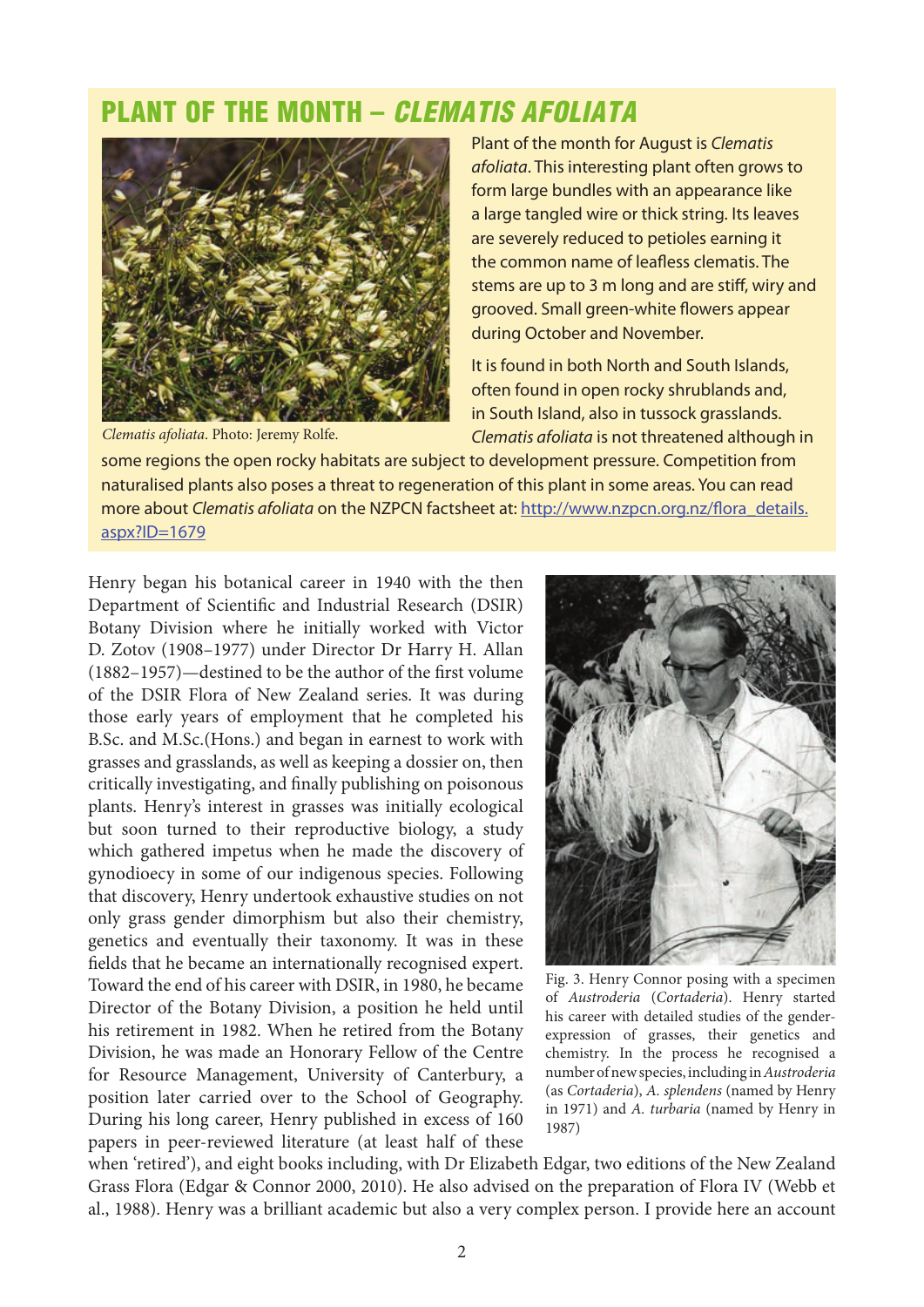## PLANT OF THE MONTH – *CLEMATIS AFOLIATA*

*Clematis afoliata*. Photo: Jeremy Rolfe.

Plant of the month for August is *Clematis afoliata*. This interesting plant often grows to form large bundles with an appearance like a large tangled wire or thick string. Its leaves are severely reduced to petioles earning it the common name of leafless clematis. The stems are up to 3 m long and are stiff, wiry and grooved. Small green-white flowers appear during October and November.

It is found in both North and South Islands, often found in open rocky shrublands and, in South Island, also in tussock grasslands. *Clematis afoliata* is not threatened although in some regions the open rocky habitats are subject to development pressure. Competition from naturalised plants also poses a threat to regeneration of this plant in some areas. You can read more about *Clematis afoliata* on the NZPCN factsheet at: [http://www.nzpcn.org.nz/flora_details.aspx?ID=1679](http://www.nzpcn.org.nz/flora_details.aspx?ID=1679)

Henry began his botanical career in 1940 with the then Department of Scientific and Industrial Research (DSIR) Botany Division where he initially worked with Victor D. Zotov (1908–1977) under Director Dr Harry H. Allan (1882–1957)—destined to be the author of the first volume of the DSIR Flora of New Zealand series. It was during those early years of employment that he completed his B.Sc. and M.Sc.(Hons.) and began in earnest to work with grasses and grasslands, as well as keeping a dossier on, then critically investigating, and finally publishing on poisonous plants. Henry's interest in grasses was initially ecological but soon turned to their reproductive biology, a study which gathered impetus when he made the discovery of gynodioecy in some of our indigenous species. Following that discovery, Henry undertook exhaustive studies on not only grass gender dimorphism but also their chemistry, genetics and eventually their taxonomy. It was in these fields that he became an internationally recognised expert. Toward the end of his career with DSIR, in 1980, he became Director of the Botany Division, a position he held until his retirement in 1982. When he retired from the Botany Division, he was made an Honorary Fellow of the Centre for Resource Management, University of Canterbury, a position later carried over to the School of Geography. During his long career, Henry published in excess of 160 papers in peer-reviewed literature (at least half of these when 'retired'), and eight books including, with Dr Elizabeth Edgar, two editions of the New Zealand Grass Flora (Edgar & Connor 2000, 2010). He also advised on the preparation of Flora IV (Webb et al., 1988). Henry was a brilliant academic but also a very complex person. I provide here an account

Fig. 3. Henry Connor posing with a specimen of *Austroderia* (*Cortaderia*). Henry started his career with detailed studies of the gender-expression of grasses, their genetics and chemistry. In the process he recognised a number of new species, including in *Austroderia* (as *Cortaderia*), *A. splendens* (named by Henry in 1971) and *A. turbaria* (named by Henry in 1987)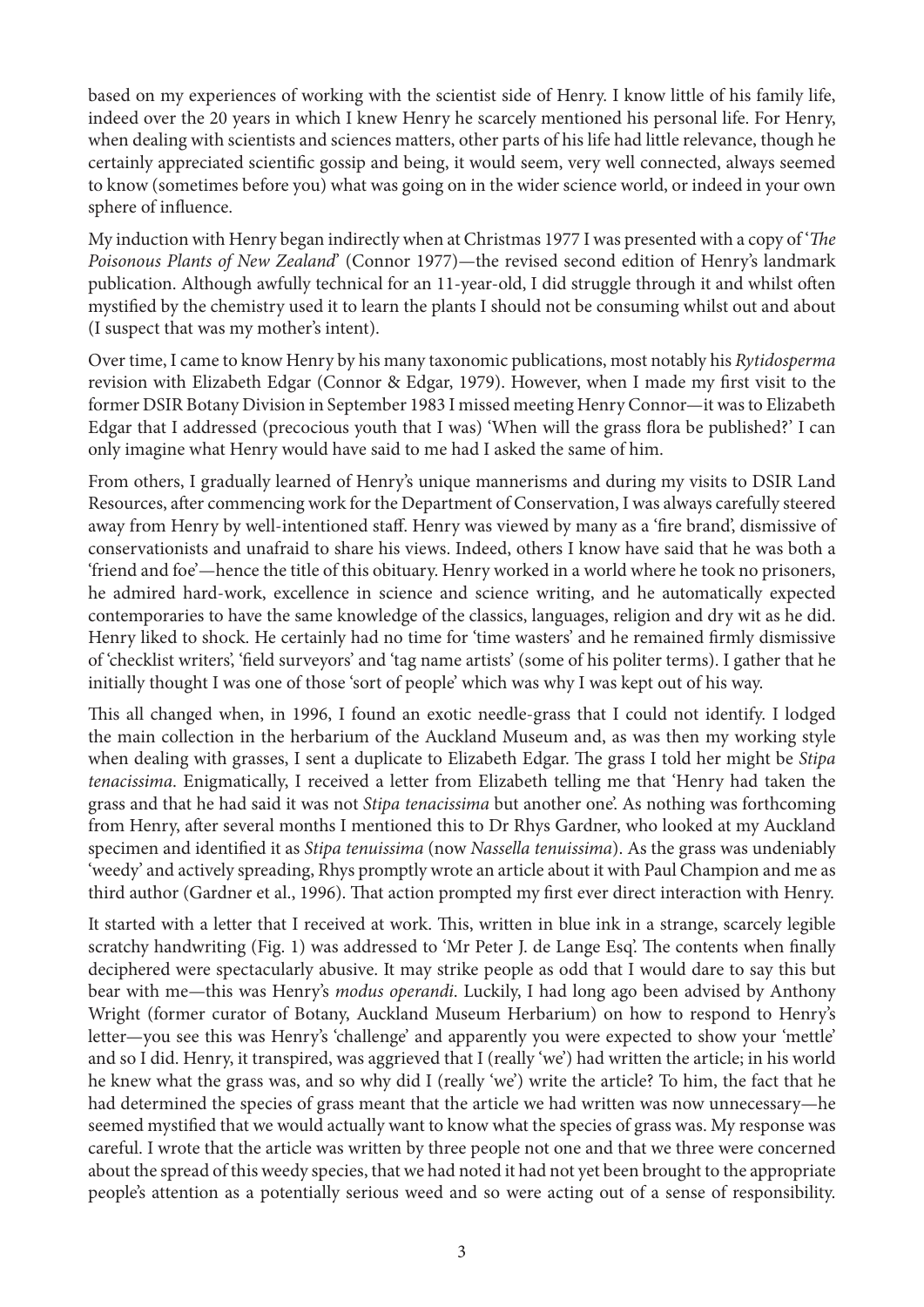based on my experiences of working with the scientist side of Henry. I know little of his family life, indeed over the 20 years in which I knew Henry he scarcely mentioned his personal life. For Henry, when dealing with scientists and sciences matters, other parts of his life had little relevance, though he certainly appreciated scientific gossip and being, it would seem, very well connected, always seemed to know (sometimes before you) what was going on in the wider science world, or indeed in your own sphere of influence.

My induction with Henry began indirectly when at Christmas 1977 I was presented with a copy of '*The Poisonous Plants of New Zealand*' (Connor 1977)—the revised second edition of Henry's landmark publication. Although awfully technical for an 11-year-old, I did struggle through it and whilst often mystified by the chemistry used it to learn the plants I should not be consuming whilst out and about (I suspect that was my mother's intent).

Over time, I came to know Henry by his many taxonomic publications, most notably his *Rytidosperma* revision with Elizabeth Edgar (Connor & Edgar, 1979). However, when I made my first visit to the former DSIR Botany Division in September 1983 I missed meeting Henry Connor—it was to Elizabeth Edgar that I addressed (precocious youth that I was) 'When will the grass flora be published?' I can only imagine what Henry would have said to me had I asked the same of him.

From others, I gradually learned of Henry's unique mannerisms and during my visits to DSIR Land Resources, after commencing work for the Department of Conservation, I was always carefully steered away from Henry by well-intentioned staff. Henry was viewed by many as a 'fire brand', dismissive of conservationists and unafraid to share his views. Indeed, others I know have said that he was both a 'friend and foe'—hence the title of this obituary. Henry worked in a world where he took no prisoners, he admired hard-work, excellence in science and science writing, and he automatically expected contemporaries to have the same knowledge of the classics, languages, religion and dry wit as he did. Henry liked to shock. He certainly had no time for 'time wasters' and he remained firmly dismissive of 'checklist writers', 'field surveyors' and 'tag name artists' (some of his politer terms). I gather that he initially thought I was one of those 'sort of people' which was why I was kept out of his way.

This all changed when, in 1996, I found an exotic needle-grass that I could not identify. I lodged the main collection in the herbarium of the Auckland Museum and, as was then my working style when dealing with grasses, I sent a duplicate to Elizabeth Edgar. The grass I told her might be *Stipa tenacissima*. Enigmatically, I received a letter from Elizabeth telling me that 'Henry had taken the grass and that he had said it was not *Stipa tenacissima* but another one'. As nothing was forthcoming from Henry, after several months I mentioned this to Dr Rhys Gardner, who looked at my Auckland specimen and identified it as *Stipa tenuissima* (now *Nassella tenuissima*). As the grass was undeniably 'weedy' and actively spreading, Rhys promptly wrote an article about it with Paul Champion and me as third author (Gardner et al., 1996). That action prompted my first ever direct interaction with Henry.

It started with a letter that I received at work. This, written in blue ink in a strange, scarcely legible scratchy handwriting (Fig. 1) was addressed to 'Mr Peter J. de Lange Esq'. The contents when finally deciphered were spectacularly abusive. It may strike people as odd that I would dare to say this but bear with me—this was Henry's *modus operandi*. Luckily, I had long ago been advised by Anthony Wright (former curator of Botany, Auckland Museum Herbarium) on how to respond to Henry's letter—you see this was Henry's 'challenge' and apparently you were expected to show your 'mettle' and so I did. Henry, it transpired, was aggrieved that I (really 'we') had written the article; in his world he knew what the grass was, and so why did I (really 'we') write the article? To him, the fact that he had determined the species of grass meant that the article we had written was now unnecessary—he seemed mystified that we would actually want to know what the species of grass was. My response was careful. I wrote that the article was written by three people not one and that we three were concerned about the spread of this weedy species, that we had noted it had not yet been brought to the appropriate people's attention as a potentially serious weed and so were acting out of a sense of responsibility.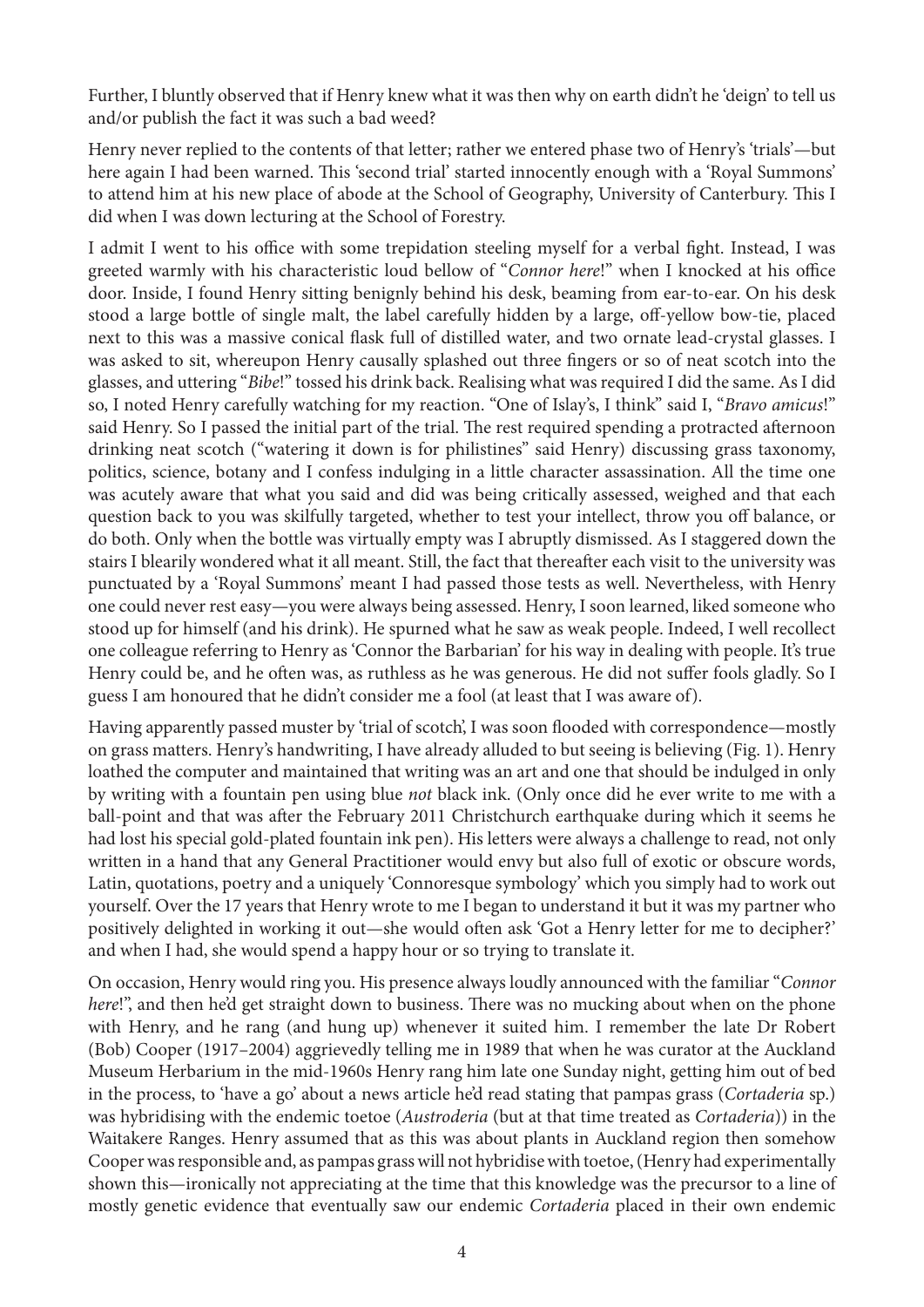Further, I bluntly observed that if Henry knew what it was then why on earth didn't he 'deign' to tell us and/or publish the fact it was such a bad weed?

Henry never replied to the contents of that letter; rather we entered phase two of Henry's 'trials'—but here again I had been warned. This 'second trial' started innocently enough with a 'Royal Summons' to attend him at his new place of abode at the School of Geography, University of Canterbury. This I did when I was down lecturing at the School of Forestry.

I admit I went to his office with some trepidation steeling myself for a verbal fight. Instead, I was greeted warmly with his characteristic loud bellow of "*Connor here*!" when I knocked at his office door. Inside, I found Henry sitting benignly behind his desk, beaming from ear-to-ear. On his desk stood a large bottle of single malt, the label carefully hidden by a large, off-yellow bow-tie, placed next to this was a massive conical flask full of distilled water, and two ornate lead-crystal glasses. I was asked to sit, whereupon Henry causally splashed out three fingers or so of neat scotch into the glasses, and uttering "*Bibe*!" tossed his drink back. Realising what was required I did the same. As I did so, I noted Henry carefully watching for my reaction. "One of Islay's, I think" said I, "*Bravo amicus*!" said Henry. So I passed the initial part of the trial. The rest required spending a protracted afternoon drinking neat scotch ("watering it down is for philistines" said Henry) discussing grass taxonomy, politics, science, botany and I confess indulging in a little character assassination. All the time one was acutely aware that what you said and did was being critically assessed, weighed and that each question back to you was skilfully targeted, whether to test your intellect, throw you off balance, or do both. Only when the bottle was virtually empty was I abruptly dismissed. As I staggered down the stairs I blearily wondered what it all meant. Still, the fact that thereafter each visit to the university was punctuated by a 'Royal Summons' meant I had passed those tests as well. Nevertheless, with Henry one could never rest easy—you were always being assessed. Henry, I soon learned, liked someone who stood up for himself (and his drink). He spurned what he saw as weak people. Indeed, I well recollect one colleague referring to Henry as 'Connor the Barbarian' for his way in dealing with people. It's true Henry could be, and he often was, as ruthless as he was generous. He did not suffer fools gladly. So I guess I am honoured that he didn't consider me a fool (at least that I was aware of).

Having apparently passed muster by 'trial of scotch', I was soon flooded with correspondence—mostly on grass matters. Henry's handwriting, I have already alluded to but seeing is believing (Fig. 1). Henry loathed the computer and maintained that writing was an art and one that should be indulged in only by writing with a fountain pen using blue *not* black ink. (Only once did he ever write to me with a ball-point and that was after the February 2011 Christchurch earthquake during which it seems he had lost his special gold-plated fountain ink pen). His letters were always a challenge to read, not only written in a hand that any General Practitioner would envy but also full of exotic or obscure words, Latin, quotations, poetry and a uniquely 'Connoresque symbology' which you simply had to work out yourself. Over the 17 years that Henry wrote to me I began to understand it but it was my partner who positively delighted in working it out—she would often ask 'Got a Henry letter for me to decipher?' and when I had, she would spend a happy hour or so trying to translate it.

On occasion, Henry would ring you. His presence always loudly announced with the familiar "*Connor here*!", and then he'd get straight down to business. There was no mucking about when on the phone with Henry, and he rang (and hung up) whenever it suited him. I remember the late Dr Robert (Bob) Cooper (1917–2004) aggrievedly telling me in 1989 that when he was curator at the Auckland Museum Herbarium in the mid-1960s Henry rang him late one Sunday night, getting him out of bed in the process, to 'have a go' about a news article he'd read stating that pampas grass (*Cortaderia* sp.) was hybridising with the endemic toetoe (*Austroderia* (but at that time treated as *Cortaderia*)) in the Waitakere Ranges. Henry assumed that as this was about plants in Auckland region then somehow Cooper was responsible and, as pampas grass will not hybridise with toetoe, (Henry had experimentally shown this—ironically not appreciating at the time that this knowledge was the precursor to a line of mostly genetic evidence that eventually saw our endemic *Cortaderia* placed in their own endemic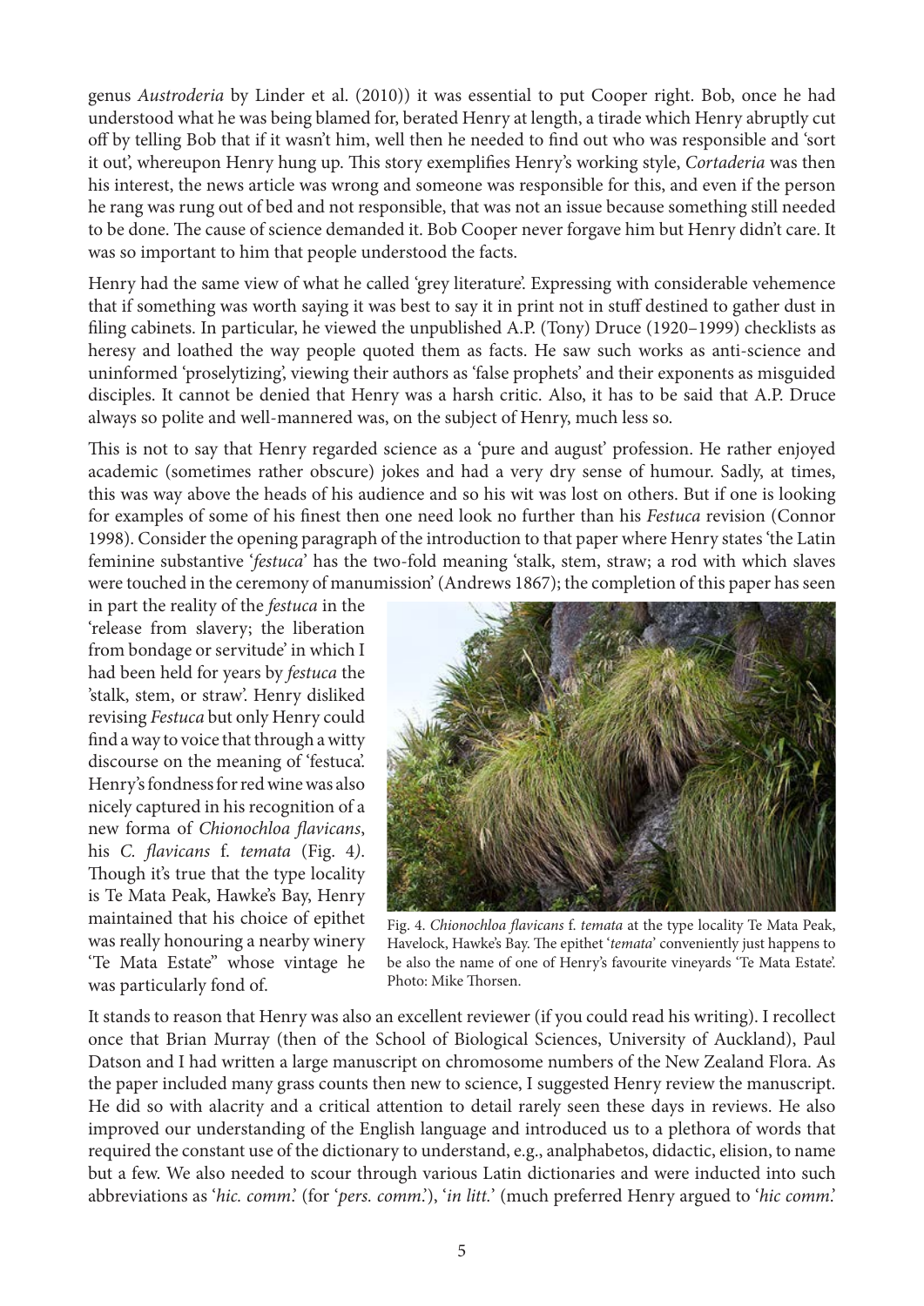genus *Austroderia* by Linder et al. (2010)) it was essential to put Cooper right. Bob, once he had understood what he was being blamed for, berated Henry at length, a tirade which Henry abruptly cut off by telling Bob that if it wasn't him, well then he needed to find out who was responsible and 'sort it out', whereupon Henry hung up. This story exemplifies Henry's working style, *Cortaderia* was then his interest, the news article was wrong and someone was responsible for this, and even if the person he rang was rung out of bed and not responsible, that was not an issue because something still needed to be done. The cause of science demanded it. Bob Cooper never forgave him but Henry didn't care. It was so important to him that people understood the facts.

Henry had the same view of what he called 'grey literature'. Expressing with considerable vehemence that if something was worth saying it was best to say it in print not in stuff destined to gather dust in filing cabinets. In particular, he viewed the unpublished A.P. (Tony) Druce (1920–1999) checklists as heresy and loathed the way people quoted them as facts. He saw such works as anti-science and uninformed 'proselytizing', viewing their authors as 'false prophets' and their exponents as misguided disciples. It cannot be denied that Henry was a harsh critic. Also, it has to be said that A.P. Druce always so polite and well-mannered was, on the subject of Henry, much less so.

This is not to say that Henry regarded science as a 'pure and august' profession. He rather enjoyed academic (sometimes rather obscure) jokes and had a very dry sense of humour. Sadly, at times, this was way above the heads of his audience and so his wit was lost on others. But if one is looking for examples of some of his finest then one need look no further than his *Festuca* revision (Connor 1998). Consider the opening paragraph of the introduction to that paper where Henry states 'the Latin feminine substantive '*festuca*' has the two-fold meaning 'stalk, stem, straw; a rod with which slaves were touched in the ceremony of manumission' (Andrews 1867); the completion of this paper has seen in part the reality of the *festuca* in the 'release from slavery; the liberation from bondage or servitude' in which I had been held for years by *festuca* the 'stalk, stem, or straw'. Henry disliked revising *Festuca* but only Henry could find a way to voice that through a witty discourse on the meaning of 'festuca'. Henry's fondness for red wine was also nicely captured in his recognition of a new forma of *Chionochloa flavicans*, his *C. flavicans* f. *temata* (Fig. 4). Though it's true that the type locality is Te Mata Peak, Hawke's Bay, Henry maintained that his choice of epithet was really honouring a nearby winery 'Te Mata Estate" whose vintage he was particularly fond of.

Fig. 4. *Chionochloa flavicans* f. *temata* at the type locality Te Mata Peak, Havelock, Hawke's Bay. The epithet '*temata*' conveniently just happens to be also the name of one of Henry's favourite vineyards 'Te Mata Estate'. Photo: Mike Thorsen.

It stands to reason that Henry was also an excellent reviewer (if you could read his writing). I recollect once that Brian Murray (then of the School of Biological Sciences, University of Auckland), Paul Datson and I had written a large manuscript on chromosome numbers of the New Zealand Flora. As the paper included many grass counts then new to science, I suggested Henry review the manuscript. He did so with alacrity and a critical attention to detail rarely seen these days in reviews. He also improved our understanding of the English language and introduced us to a plethora of words that required the constant use of the dictionary to understand, e.g., analphabetos, didactic, elision, to name but a few. We also needed to scour through various Latin dictionaries and were inducted into such abbreviations as '*hic. comm.*' (for '*pers. comm.*'), '*in litt.*' (much preferred Henry argued to '*hic comm.*'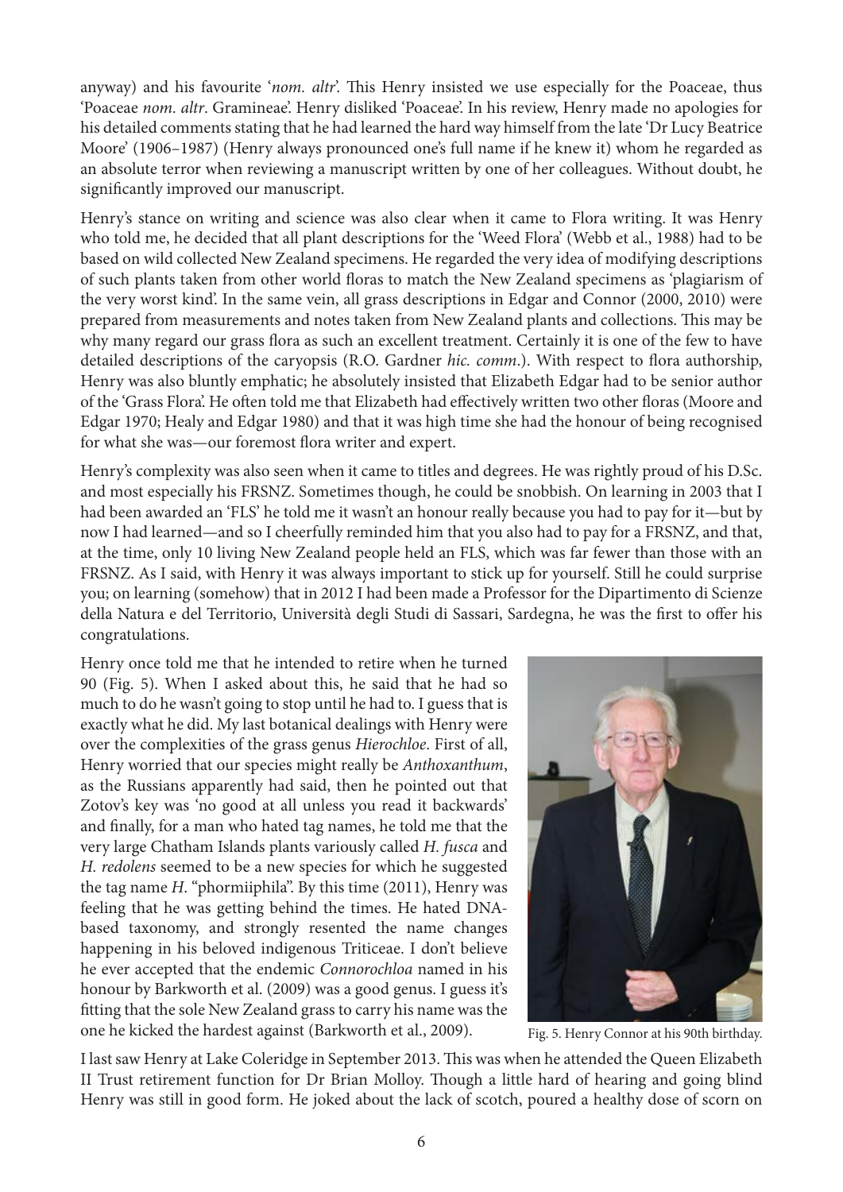anyway) and his favourite '*nom. altr*'. This Henry insisted we use especially for the Poaceae, thus 'Poaceae *nom. altr*. Gramineae'. Henry disliked 'Poaceae'. In his review, Henry made no apologies for his detailed comments stating that he had learned the hard way himself from the late 'Dr Lucy Beatrice Moore' (1906–1987) (Henry always pronounced one's full name if he knew it) whom he regarded as an absolute terror when reviewing a manuscript written by one of her colleagues. Without doubt, he significantly improved our manuscript.

Henry's stance on writing and science was also clear when it came to Flora writing. It was Henry who told me, he decided that all plant descriptions for the 'Weed Flora' (Webb et al., 1988) had to be based on wild collected New Zealand specimens. He regarded the very idea of modifying descriptions of such plants taken from other world floras to match the New Zealand specimens as 'plagiarism of the very worst kind'. In the same vein, all grass descriptions in Edgar and Connor (2000, 2010) were prepared from measurements and notes taken from New Zealand plants and collections. This may be why many regard our grass flora as such an excellent treatment. Certainly it is one of the few to have detailed descriptions of the caryopsis (R.O. Gardner *hic. comm*.). With respect to flora authorship, Henry was also bluntly emphatic; he absolutely insisted that Elizabeth Edgar had to be senior author of the 'Grass Flora'. He often told me that Elizabeth had effectively written two other floras (Moore and Edgar 1970; Healy and Edgar 1980) and that it was high time she had the honour of being recognised for what she was—our foremost flora writer and expert.

Henry's complexity was also seen when it came to titles and degrees. He was rightly proud of his D.Sc. and most especially his FRSNZ. Sometimes though, he could be snobbish. On learning in 2003 that I had been awarded an 'FLS' he told me it wasn't an honour really because you had to pay for it—but by now I had learned—and so I cheerfully reminded him that you also had to pay for a FRSNZ, and that, at the time, only 10 living New Zealand people held an FLS, which was far fewer than those with an FRSNZ. As I said, with Henry it was always important to stick up for yourself. Still he could surprise you; on learning (somehow) that in 2012 I had been made a Professor for the Dipartimento di Scienze della Natura e del Territorio, Università degli Studi di Sassari, Sardegna, he was the first to offer his congratulations.

Henry once told me that he intended to retire when he turned 90 (Fig. 5). When I asked about this, he said that he had so much to do he wasn't going to stop until he had to. I guess that is exactly what he did. My last botanical dealings with Henry were over the complexities of the grass genus *Hierochloe*. First of all, Henry worried that our species might really be *Anthoxanthum*, as the Russians apparently had said, then he pointed out that Zotov's key was 'no good at all unless you read it backwards' and finally, for a man who hated tag names, he told me that the very large Chatham Islands plants variously called *H. fusca* and *H. redolens* seemed to be a new species for which he suggested the tag name *H*. "phormiiphila". By this time (2011), Henry was feeling that he was getting behind the times. He hated DNA-based taxonomy, and strongly resented the name changes happening in his beloved indigenous Triticeae. I don't believe he ever accepted that the endemic *Connorochloa* named in his honour by Barkworth et al. (2009) was a good genus. I guess it's fitting that the sole New Zealand grass to carry his name was the one he kicked the hardest against (Barkworth et al., 2009).

Fig. 5. Henry Connor at his 90th birthday.

I last saw Henry at Lake Coleridge in September 2013. This was when he attended the Queen Elizabeth II Trust retirement function for Dr Brian Molloy. Though a little hard of hearing and going blind Henry was still in good form. He joked about the lack of scotch, poured a healthy dose of scorn on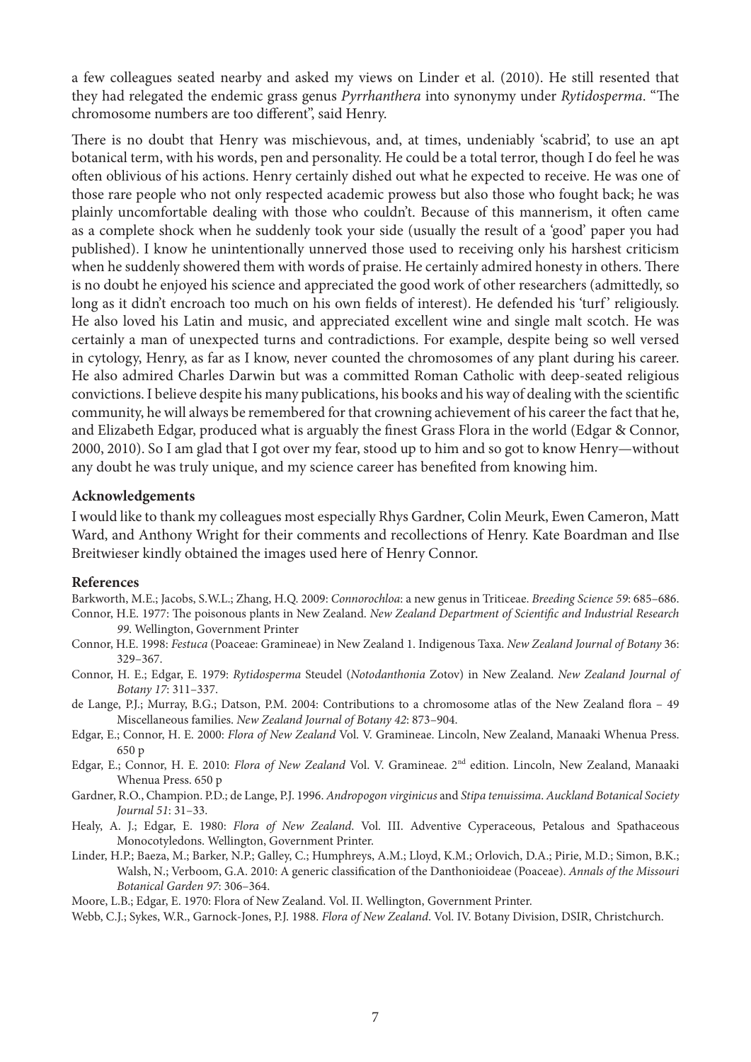a few colleagues seated nearby and asked my views on Linder et al. (2010). He still resented that they had relegated the endemic grass genus *Pyrrhanthera* into synonymy under *Rytidosperma*. "The chromosome numbers are too different", said Henry.

There is no doubt that Henry was mischievous, and, at times, undeniably 'scabrid', to use an apt botanical term, with his words, pen and personality. He could be a total terror, though I do feel he was often oblivious of his actions. Henry certainly dished out what he expected to receive. He was one of those rare people who not only respected academic prowess but also those who fought back; he was plainly uncomfortable dealing with those who couldn't. Because of this mannerism, it often came as a complete shock when he suddenly took your side (usually the result of a 'good' paper you had published). I know he unintentionally unnerved those used to receiving only his harshest criticism when he suddenly showered them with words of praise. He certainly admired honesty in others. There is no doubt he enjoyed his science and appreciated the good work of other researchers (admittedly, so long as it didn't encroach too much on his own fields of interest). He defended his 'turf' religiously. He also loved his Latin and music, and appreciated excellent wine and single malt scotch. He was certainly a man of unexpected turns and contradictions. For example, despite being so well versed in cytology, Henry, as far as I know, never counted the chromosomes of any plant during his career. He also admired Charles Darwin but was a committed Roman Catholic with deep-seated religious convictions. I believe despite his many publications, his books and his way of dealing with the scientific community, he will always be remembered for that crowning achievement of his career the fact that he, and Elizabeth Edgar, produced what is arguably the finest Grass Flora in the world (Edgar & Connor, 2000, 2010). So I am glad that I got over my fear, stood up to him and so got to know Henry—without any doubt he was truly unique, and my science career has benefited from knowing him.

### Acknowledgements

I would like to thank my colleagues most especially Rhys Gardner, Colin Meurk, Ewen Cameron, Matt Ward, and Anthony Wright for their comments and recollections of Henry. Kate Boardman and Ilse Breitwieser kindly obtained the images used here of Henry Connor.

### References

Barkworth, M.E.; Jacobs, S.W.L.; Zhang, H.Q. 2009: *Connorochloa*: a new genus in Triticeae. *Breeding Science 59*: 685–686.

Connor, H.E. 1977: The poisonous plants in New Zealand. *New Zealand Department of Scientific and Industrial Research 99*. Wellington, Government Printer

Connor, H.E. 1998: *Festuca* (Poaceae: Gramineae) in New Zealand 1. Indigenous Taxa. *New Zealand Journal of Botany* 36: 329–367.

Connor, H. E.; Edgar, E. 1979: *Rytidosperma* Steudel (*Notodanthonia* Zotov) in New Zealand. *New Zealand Journal of Botany 17*: 311–337.

de Lange, P.J.; Murray, B.G.; Datson, P.M. 2004: Contributions to a chromosome atlas of the New Zealand flora – 49 Miscellaneous families. *New Zealand Journal of Botany 42*: 873–904.

Edgar, E.; Connor, H. E. 2000: *Flora of New Zealand* Vol. V. Gramineae. Lincoln, New Zealand, Manaaki Whenua Press. 650 p

Edgar, E.; Connor, H. E. 2010: *Flora of New Zealand* Vol. V. Gramineae. 2nd edition. Lincoln, New Zealand, Manaaki Whenua Press. 650 p

Gardner, R.O., Champion. P.D.; de Lange, P.J. 1996. *Andropogon virginicus* and *Stipa tenuissima*. *Auckland Botanical Society Journal 51*: 31–33.

Healy, A. J.; Edgar, E. 1980: *Flora of New Zealand*. Vol. III. Adventive Cyperaceous, Petalous and Spathaceous Monocotyledons. Wellington, Government Printer.

Linder, H.P.; Baeza, M.; Barker, N.P.; Galley, C.; Humphreys, A.M.; Lloyd, K.M.; Orlovich, D.A.; Pirie, M.D.; Simon, B.K.; Walsh, N.; Verboom, G.A. 2010: A generic classification of the Danthonioideae (Poaceae). *Annals of the Missouri Botanical Garden 97*: 306–364.

Moore, L.B.; Edgar, E. 1970: Flora of New Zealand. Vol. II. Wellington, Government Printer.

Webb, C.J.; Sykes, W.R., Garnock-Jones, P.J. 1988. *Flora of New Zealand*. Vol. IV. Botany Division, DSIR, Christchurch.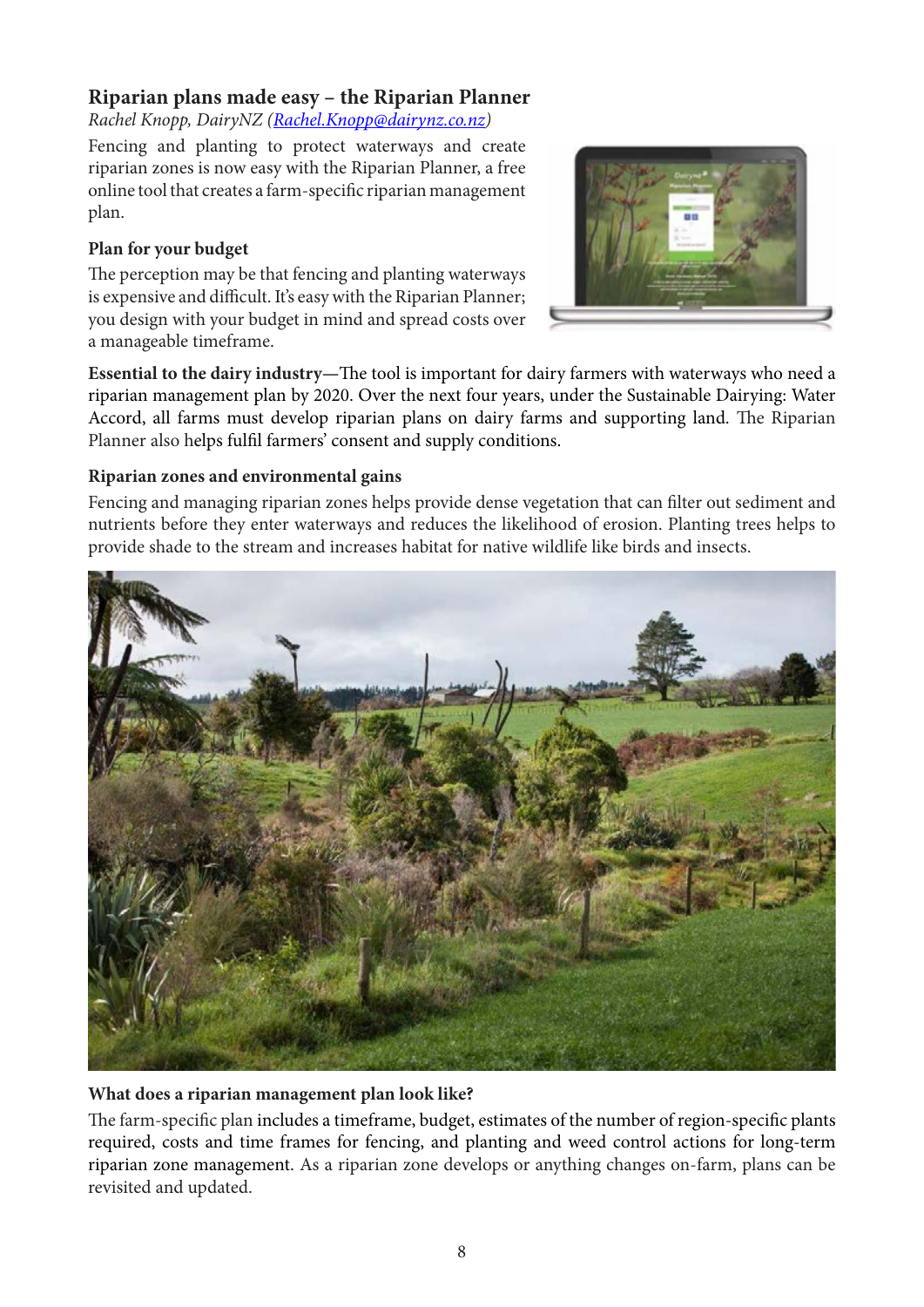## Riparian plans made easy – the Riparian Planner

*Rachel Knopp, DairyNZ (Rachel.Knopp@dairynz.co.nz)*

Fencing and planting to protect waterways and create riparian zones is now easy with the Riparian Planner, a free online tool that creates a farm-specific riparian management plan.

### Plan for your budget

The perception may be that fencing and planting waterways is expensive and difficult. It's easy with the Riparian Planner; you design with your budget in mind and spread costs over a manageable timeframe.

**Essential to the dairy industry**—The tool is important for dairy farmers with waterways who need a riparian management plan by 2020. Over the next four years, under the Sustainable Dairying: Water Accord, all farms must develop riparian plans on dairy farms and supporting land. The Riparian Planner also helps fulfil farmers' consent and supply conditions.

### Riparian zones and environmental gains

Fencing and managing riparian zones helps provide dense vegetation that can filter out sediment and nutrients before they enter waterways and reduces the likelihood of erosion. Planting trees helps to provide shade to the stream and increases habitat for native wildlife like birds and insects.

### What does a riparian management plan look like?

The farm-specific plan includes a timeframe, budget, estimates of the number of region-specific plants required, costs and time frames for fencing, and planting and weed control actions for long-term riparian zone management. As a riparian zone develops or anything changes on-farm, plans can be revisited and updated.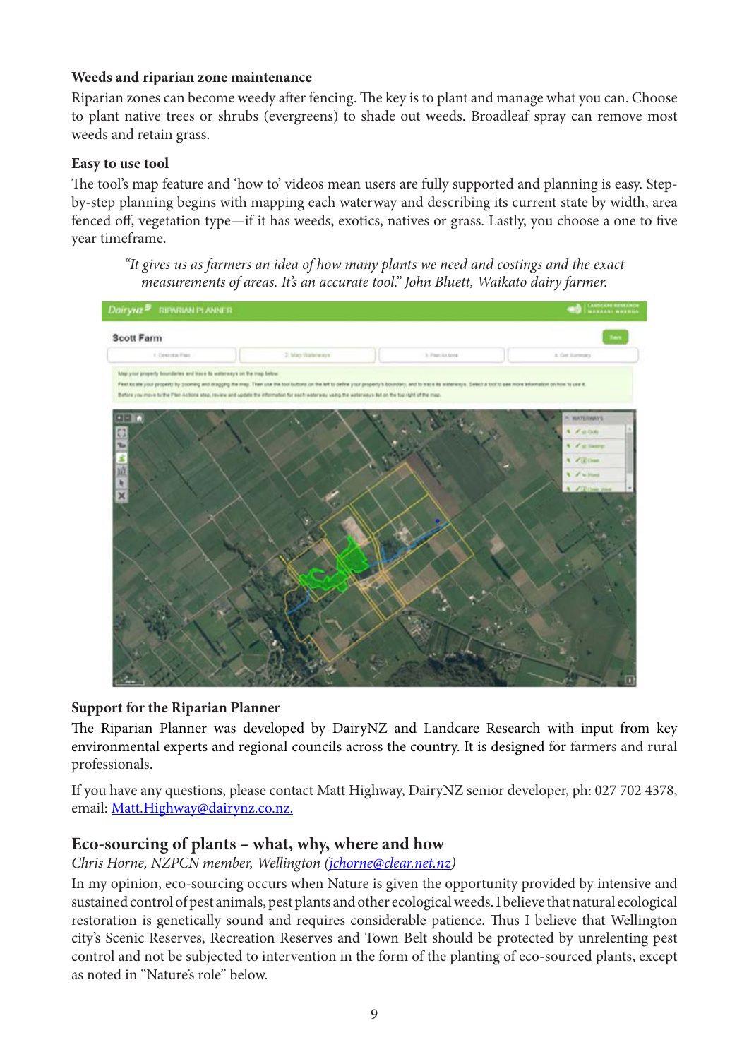**Weeds and riparian zone maintenance**

Riparian zones can become weedy after fencing. The key is to plant and manage what you can. Choose to plant native trees or shrubs (evergreens) to shade out weeds. Broadleaf spray can remove most weeds and retain grass.

**Easy to use tool**

The tool's map feature and 'how to' videos mean users are fully supported and planning is easy. Step-by-step planning begins with mapping each waterway and describing its current state by width, area fenced off, vegetation type—if it has weeds, exotics, natives or grass. Lastly, you choose a one to five year timeframe.

> *"It gives us as farmers an idea of how many plants we need and costings and the exact measurements of areas. It's an accurate tool." John Bluett, Waikato dairy farmer.*

**Support for the Riparian Planner**

The Riparian Planner was developed by DairyNZ and Landcare Research with input from key environmental experts and regional councils across the country. It is designed for farmers and rural professionals.

If you have any questions, please contact Matt Highway, DairyNZ senior developer, ph: 027 702 4378, email: Matt.Highway@dairynz.co.nz.

## Eco-sourcing of plants – what, why, where and how

*Chris Horne, NZPCN member, Wellington (jchorne@clear.net.nz)*

In my opinion, eco-sourcing occurs when Nature is given the opportunity provided by intensive and sustained control of pest animals, pest plants and other ecological weeds. I believe that natural ecological restoration is genetically sound and requires considerable patience. Thus I believe that Wellington city's Scenic Reserves, Recreation Reserves and Town Belt should be protected by unrelenting pest control and not be subjected to intervention in the form of the planting of eco-sourced plants, except as noted in "Nature's role" below.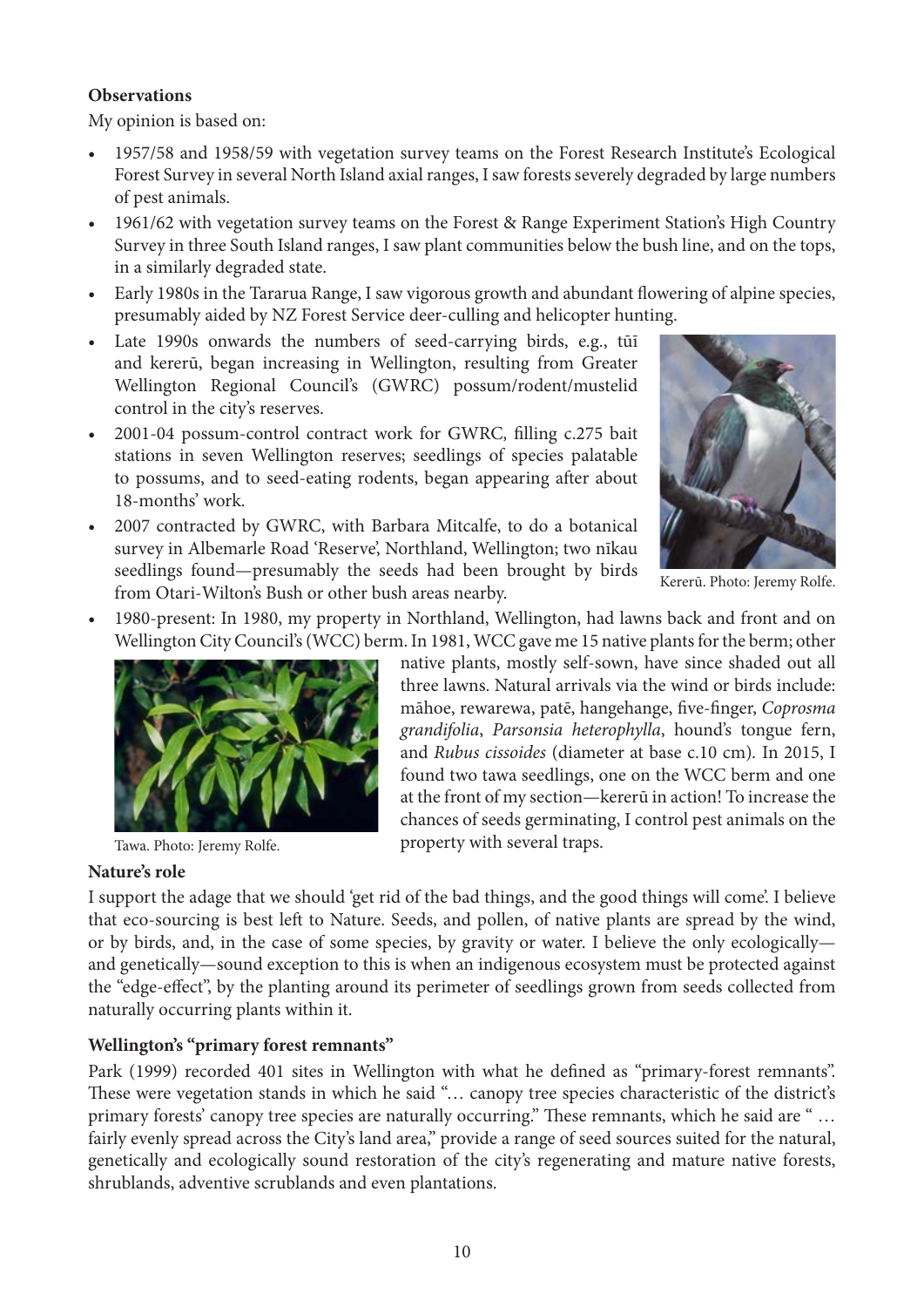**Observations**

My opinion is based on:

- 1957/58 and 1958/59 with vegetation survey teams on the Forest Research Institute's Ecological Forest Survey in several North Island axial ranges, I saw forests severely degraded by large numbers of pest animals.
- 1961/62 with vegetation survey teams on the Forest & Range Experiment Station's High Country Survey in three South Island ranges, I saw plant communities below the bush line, and on the tops, in a similarly degraded state.
- Early 1980s in the Tararua Range, I saw vigorous growth and abundant flowering of alpine species, presumably aided by NZ Forest Service deer-culling and helicopter hunting.
- Late 1990s onwards the numbers of seed-carrying birds, e.g., tūī and kererū, began increasing in Wellington, resulting from Greater Wellington Regional Council's (GWRC) possum/rodent/mustelid control in the city's reserves.
- 2001-04 possum-control contract work for GWRC, filling c.275 bait stations in seven Wellington reserves; seedlings of species palatable to possums, and to seed-eating rodents, began appearing after about 18-months' work.
- 2007 contracted by GWRC, with Barbara Mitcalfe, to do a botanical survey in Albemarle Road 'Reserve', Northland, Wellington; two nīkau seedlings found—presumably the seeds had been brought by birds from Otari-Wilton's Bush or other bush areas nearby.
- 1980-present: In 1980, my property in Northland, Wellington, had lawns back and front and on Wellington City Council's (WCC) berm. In 1981, WCC gave me 15 native plants for the berm; other native plants, mostly self-sown, have since shaded out all three lawns. Natural arrivals via the wind or birds include: māhoe, rewarewa, patē, hangehange, five-finger, *Coprosma grandifolia*, *Parsonsia heterophylla*, hound's tongue fern, and *Rubus cissoides* (diameter at base c.10 cm). In 2015, I found two tawa seedlings, one on the WCC berm and one at the front of my section—kererū in action! To increase the chances of seeds germinating, I control pest animals on the property with several traps.

Kererū. Photo: Jeremy Rolfe.

Tawa. Photo: Jeremy Rolfe.

**Nature's role**

I support the adage that we should 'get rid of the bad things, and the good things will come'. I believe that eco-sourcing is best left to Nature. Seeds, and pollen, of native plants are spread by the wind, or by birds, and, in the case of some species, by gravity or water. I believe the only ecologically—and genetically—sound exception to this is when an indigenous ecosystem must be protected against the "edge-effect", by the planting around its perimeter of seedlings grown from seeds collected from naturally occurring plants within it.

**Wellington's "primary forest remnants"**

Park (1999) recorded 401 sites in Wellington with what he defined as "primary-forest remnants". These were vegetation stands in which he said "… canopy tree species characteristic of the district's primary forests' canopy tree species are naturally occurring." These remnants, which he said are " … fairly evenly spread across the City's land area," provide a range of seed sources suited for the natural, genetically and ecologically sound restoration of the city's regenerating and mature native forests, shrublands, adventive scrublands and even plantations.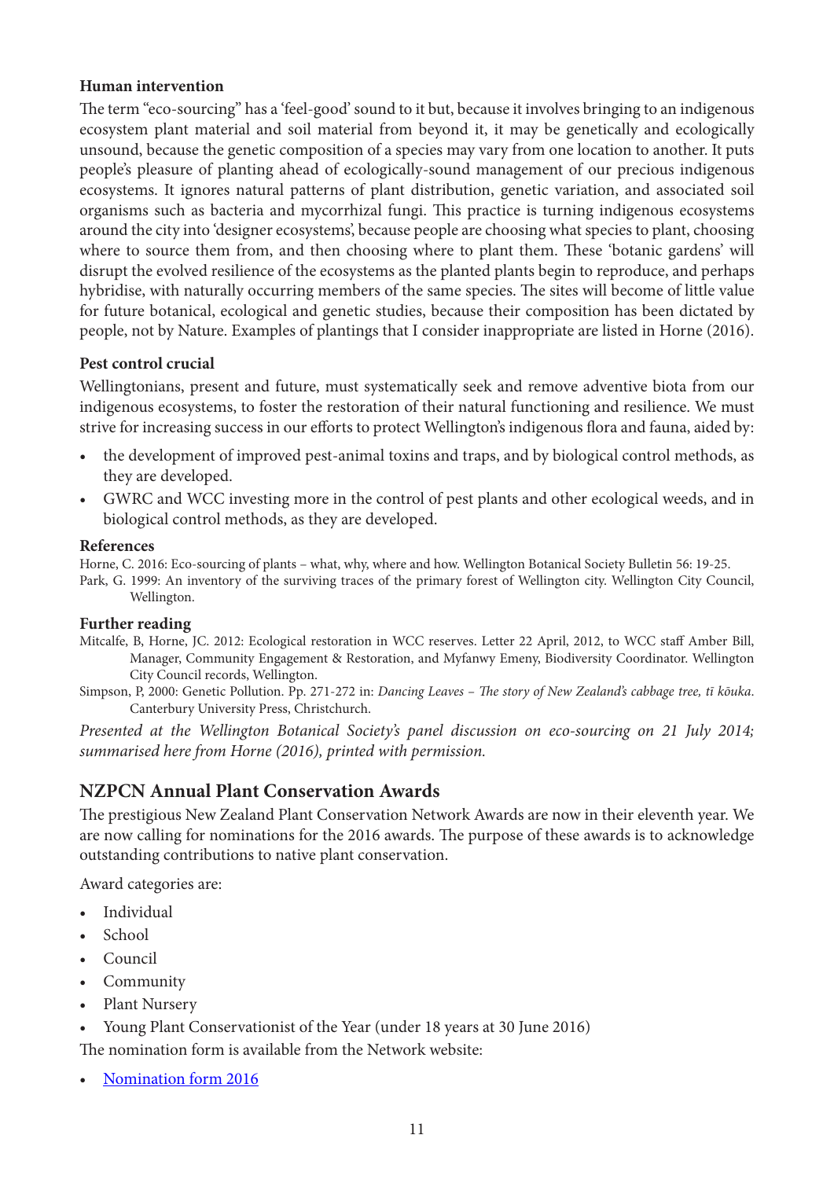### Human intervention

The term "eco-sourcing" has a 'feel-good' sound to it but, because it involves bringing to an indigenous ecosystem plant material and soil material from beyond it, it may be genetically and ecologically unsound, because the genetic composition of a species may vary from one location to another. It puts people's pleasure of planting ahead of ecologically-sound management of our precious indigenous ecosystems. It ignores natural patterns of plant distribution, genetic variation, and associated soil organisms such as bacteria and mycorrhizal fungi. This practice is turning indigenous ecosystems around the city into 'designer ecosystems', because people are choosing what species to plant, choosing where to source them from, and then choosing where to plant them. These 'botanic gardens' will disrupt the evolved resilience of the ecosystems as the planted plants begin to reproduce, and perhaps hybridise, with naturally occurring members of the same species. The sites will become of little value for future botanical, ecological and genetic studies, because their composition has been dictated by people, not by Nature. Examples of plantings that I consider inappropriate are listed in Horne (2016).

### Pest control crucial

Wellingtonians, present and future, must systematically seek and remove adventive biota from our indigenous ecosystems, to foster the restoration of their natural functioning and resilience. We must strive for increasing success in our efforts to protect Wellington's indigenous flora and fauna, aided by:

- the development of improved pest-animal toxins and traps, and by biological control methods, as they are developed.
- GWRC and WCC investing more in the control of pest plants and other ecological weeds, and in biological control methods, as they are developed.

### References

Horne, C. 2016: Eco-sourcing of plants – what, why, where and how. Wellington Botanical Society Bulletin 56: 19-25.

Park, G. 1999: An inventory of the surviving traces of the primary forest of Wellington city. Wellington City Council, Wellington.

### Further reading

Mitcalfe, B, Horne, JC. 2012: Ecological restoration in WCC reserves. Letter 22 April, 2012, to WCC staff Amber Bill, Manager, Community Engagement & Restoration, and Myfanwy Emeny, Biodiversity Coordinator. Wellington City Council records, Wellington.

Simpson, P, 2000: Genetic Pollution. Pp. 271-272 in: *Dancing Leaves – The story of New Zealand's cabbage tree, tī kōuka*. Canterbury University Press, Christchurch.

*Presented at the Wellington Botanical Society's panel discussion on eco-sourcing on 21 July 2014; summarised here from Horne (2016), printed with permission.*

## NZPCN Annual Plant Conservation Awards

The prestigious New Zealand Plant Conservation Network Awards are now in their eleventh year. We are now calling for nominations for the 2016 awards. The purpose of these awards is to acknowledge outstanding contributions to native plant conservation.

Award categories are:

- Individual
- School
- Council
- Community
- Plant Nursery
- Young Plant Conservationist of the Year (under 18 years at 30 June 2016)

The nomination form is available from the Network website:

- Nomination form 2016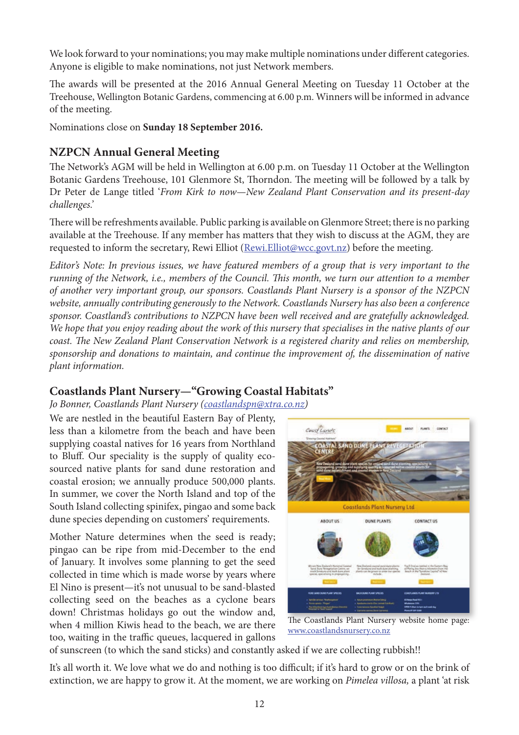We look forward to your nominations; you may make multiple nominations under different categories. Anyone is eligible to make nominations, not just Network members.

The awards will be presented at the 2016 Annual General Meeting on Tuesday 11 October at the Treehouse, Wellington Botanic Gardens, commencing at 6.00 p.m. Winners will be informed in advance of the meeting.

Nominations close on **Sunday 18 September 2016.**

## NZPCN Annual General Meeting

The Network's AGM will be held in Wellington at 6.00 p.m. on Tuesday 11 October at the Wellington Botanic Gardens Treehouse, 101 Glenmore St, Thorndon. The meeting will be followed by a talk by Dr Peter de Lange titled '*From Kirk to now—New Zealand Plant Conservation and its present-day challenges.*'

There will be refreshments available. Public parking is available on Glenmore Street; there is no parking available at the Treehouse. If any member has matters that they wish to discuss at the AGM, they are requested to inform the secretary, Rewi Elliot (Rewi.Elliot@wcc.govt.nz) before the meeting.

*Editor's Note: In previous issues, we have featured members of a group that is very important to the running of the Network, i.e., members of the Council. This month, we turn our attention to a member of another very important group, our sponsors. Coastlands Plant Nursery is a sponsor of the NZPCN website, annually contributing generously to the Network. Coastlands Nursery has also been a conference sponsor. Coastland's contributions to NZPCN have been well received and are gratefully acknowledged. We hope that you enjoy reading about the work of this nursery that specialises in the native plants of our coast. The New Zealand Plant Conservation Network is a registered charity and relies on membership, sponsorship and donations to maintain, and continue the improvement of, the dissemination of native plant information.*

## Coastlands Plant Nursery—"Growing Coastal Habitats"

*Jo Bonner, Coastlands Plant Nursery (coastlandspn@xtra.co.nz)*

We are nestled in the beautiful Eastern Bay of Plenty, less than a kilometre from the beach and have been supplying coastal natives for 16 years from Northland to Bluff. Our speciality is the supply of quality eco-sourced native plants for sand dune restoration and coastal erosion; we annually produce 500,000 plants. In summer, we cover the North Island and top of the South Island collecting spinifex, pingao and some back dune species depending on customers' requirements.

The Coastlands Plant Nursery website home page: www.coastlandsnursery.co.nz

Mother Nature determines when the seed is ready; pingao can be ripe from mid-December to the end of January. It involves some planning to get the seed collected in time which is made worse by years where El Nino is present—it's not unusual to be sand-blasted collecting seed on the beaches as a cyclone bears down! Christmas holidays go out the window and, when 4 million Kiwis head to the beach, we are there too, waiting in the traffic queues, lacquered in gallons of sunscreen (to which the sand sticks) and constantly asked if we are collecting rubbish!!

It's all worth it. We love what we do and nothing is too difficult; if it's hard to grow or on the brink of extinction, we are happy to grow it. At the moment, we are working on *Pimelea villosa,* a plant 'at risk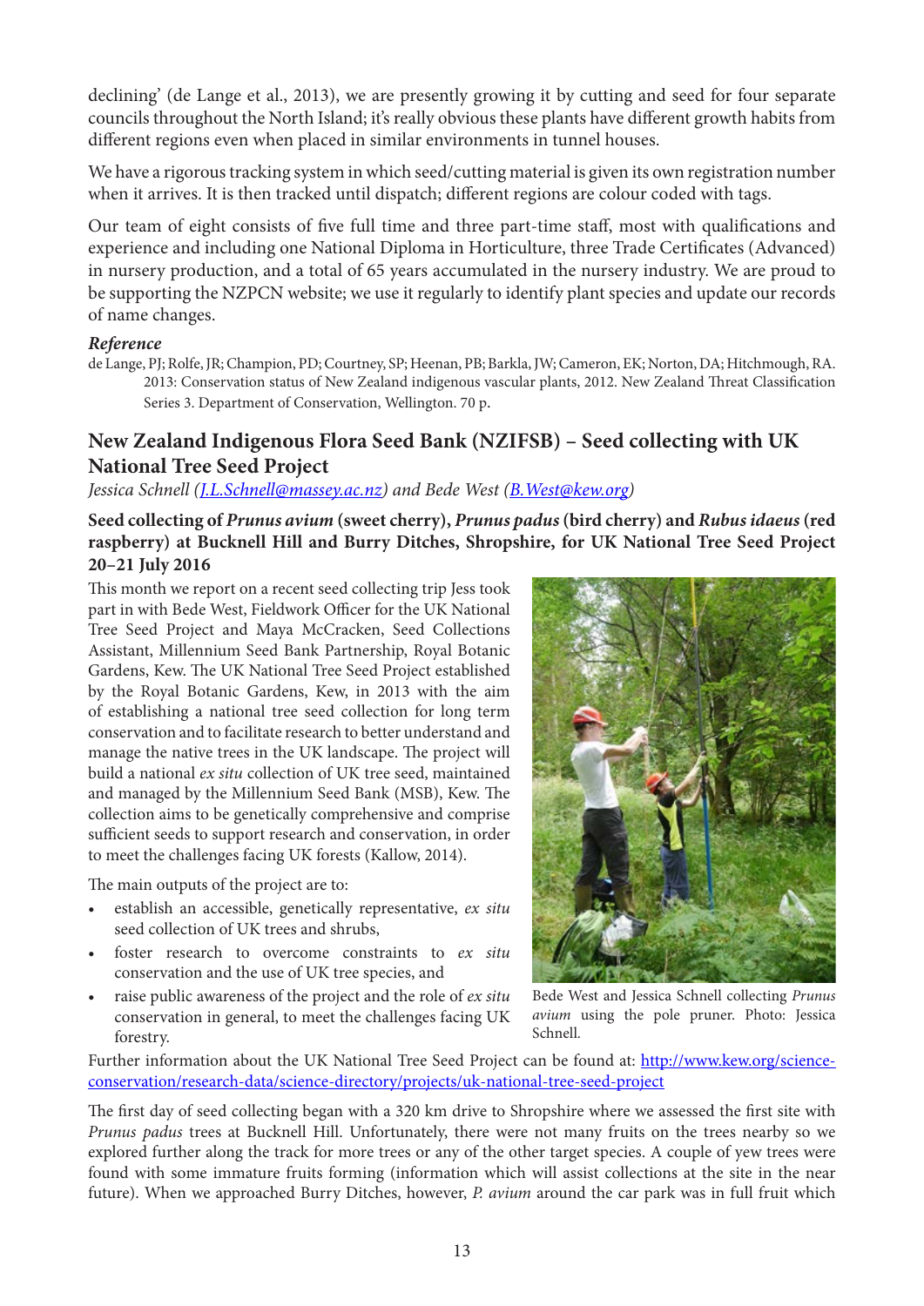declining' (de Lange et al., 2013), we are presently growing it by cutting and seed for four separate councils throughout the North Island; it's really obvious these plants have different growth habits from different regions even when placed in similar environments in tunnel houses.

We have a rigorous tracking system in which seed/cutting material is given its own registration number when it arrives. It is then tracked until dispatch; different regions are colour coded with tags.

Our team of eight consists of five full time and three part-time staff, most with qualifications and experience and including one National Diploma in Horticulture, three Trade Certificates (Advanced) in nursery production, and a total of 65 years accumulated in the nursery industry. We are proud to be supporting the NZPCN website; we use it regularly to identify plant species and update our records of name changes.

***Reference***

de Lange, PJ; Rolfe, JR; Champion, PD; Courtney, SP; Heenan, PB; Barkla, JW; Cameron, EK; Norton, DA; Hitchmough, RA. 2013: Conservation status of New Zealand indigenous vascular plants, 2012. New Zealand Threat Classification Series 3. Department of Conservation, Wellington. 70 p.

## New Zealand Indigenous Flora Seed Bank (NZIFSB) – Seed collecting with UK National Tree Seed Project

*Jessica Schnell (J.L.Schnell@massey.ac.nz) and Bede West (B.West@kew.org)*

**Seed collecting of *Prunus avium* (sweet cherry), *Prunus padus* (bird cherry) and *Rubus idaeus* (red raspberry) at Bucknell Hill and Burry Ditches, Shropshire, for UK National Tree Seed Project 20–21 July 2016**

This month we report on a recent seed collecting trip Jess took part in with Bede West, Fieldwork Officer for the UK National Tree Seed Project and Maya McCracken, Seed Collections Assistant, Millennium Seed Bank Partnership, Royal Botanic Gardens, Kew. The UK National Tree Seed Project established by the Royal Botanic Gardens, Kew, in 2013 with the aim of establishing a national tree seed collection for long term conservation and to facilitate research to better understand and manage the native trees in the UK landscape. The project will build a national *ex situ* collection of UK tree seed, maintained and managed by the Millennium Seed Bank (MSB), Kew. The collection aims to be genetically comprehensive and comprise sufficient seeds to support research and conservation, in order to meet the challenges facing UK forests (Kallow, 2014).

The main outputs of the project are to:

- establish an accessible, genetically representative, *ex situ* seed collection of UK trees and shrubs,
- foster research to overcome constraints to *ex situ* conservation and the use of UK tree species, and
- raise public awareness of the project and the role of *ex situ* conservation in general, to meet the challenges facing UK forestry.

Bede West and Jessica Schnell collecting *Prunus avium* using the pole pruner. Photo: Jessica Schnell.

Further information about the UK National Tree Seed Project can be found at: http://www.kew.org/science-conservation/research-data/science-directory/projects/uk-national-tree-seed-project

The first day of seed collecting began with a 320 km drive to Shropshire where we assessed the first site with *Prunus padus* trees at Bucknell Hill. Unfortunately, there were not many fruits on the trees nearby so we explored further along the track for more trees or any of the other target species. A couple of yew trees were found with some immature fruits forming (information which will assist collections at the site in the near future). When we approached Burry Ditches, however, *P. avium* around the car park was in full fruit which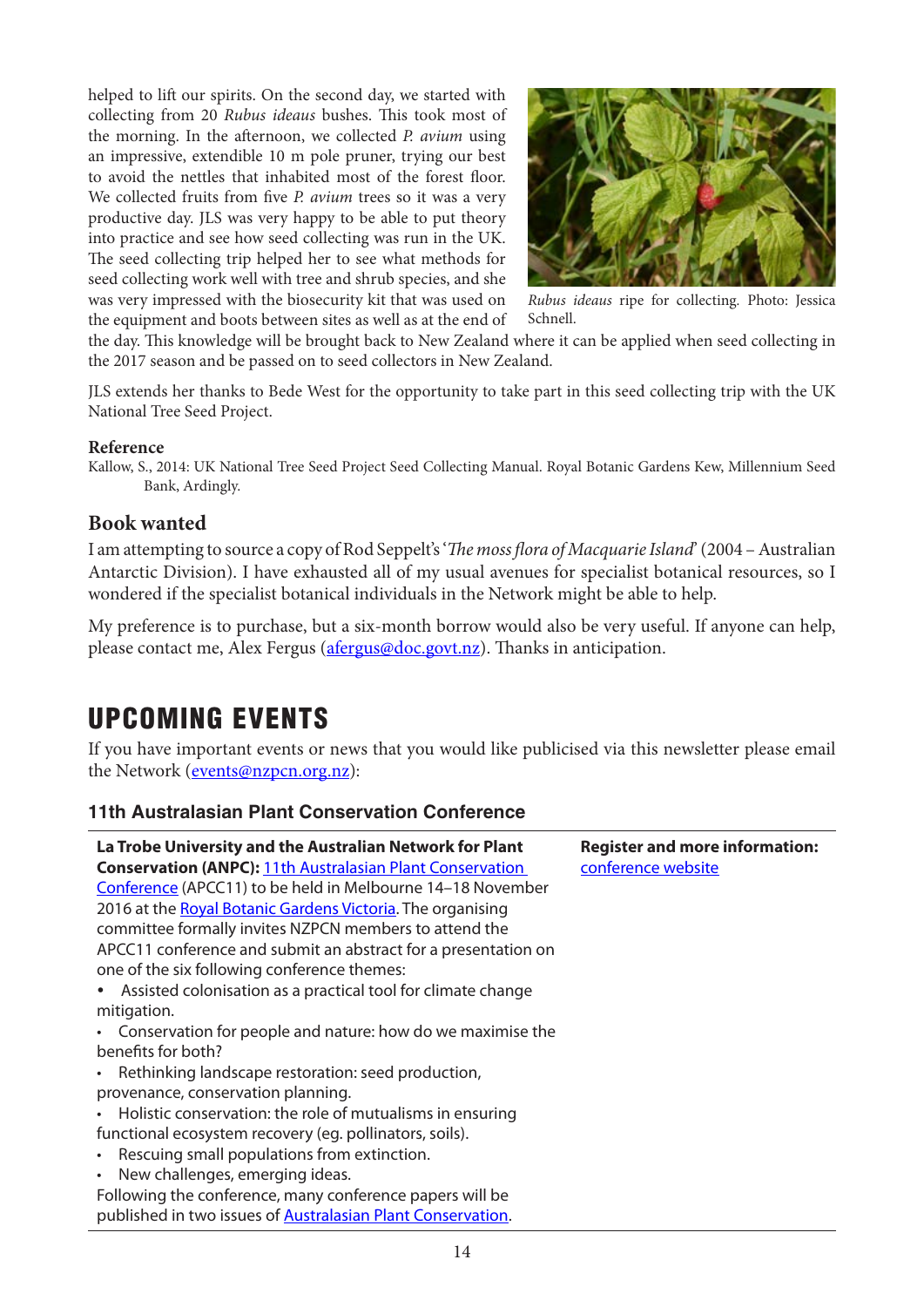helped to lift our spirits. On the second day, we started with collecting from 20 *Rubus ideaus* bushes. This took most of the morning. In the afternoon, we collected *P. avium* using an impressive, extendible 10 m pole pruner, trying our best to avoid the nettles that inhabited most of the forest floor. We collected fruits from five *P. avium* trees so it was a very productive day. JLS was very happy to be able to put theory into practice and see how seed collecting was run in the UK. The seed collecting trip helped her to see what methods for seed collecting work well with tree and shrub species, and she was very impressed with the biosecurity kit that was used on the equipment and boots between sites as well as at the end of the day. This knowledge will be brought back to New Zealand where it can be applied when seed collecting in the 2017 season and be passed on to seed collectors in New Zealand.

*Rubus ideaus* ripe for collecting. Photo: Jessica Schnell.

JLS extends her thanks to Bede West for the opportunity to take part in this seed collecting trip with the UK National Tree Seed Project.

**Reference**

Kallow, S., 2014: UK National Tree Seed Project Seed Collecting Manual. Royal Botanic Gardens Kew, Millennium Seed Bank, Ardingly.

## Book wanted

I am attempting to source a copy of Rod Seppelt's '*The moss flora of Macquarie Island*' (2004 – Australian Antarctic Division). I have exhausted all of my usual avenues for specialist botanical resources, so I wondered if the specialist botanical individuals in the Network might be able to help.

My preference is to purchase, but a six-month borrow would also be very useful. If anyone can help, please contact me, Alex Fergus (afergus@doc.govt.nz). Thanks in anticipation.

# UPCOMING EVENTS

If you have important events or news that you would like publicised via this newsletter please email the Network (events@nzpcn.org.nz):

### 11th Australasian Plant Conservation Conference

**La Trobe University and the Australian Network for Plant Conservation (ANPC):** 11th Australasian Plant Conservation Conference (APCC11) to be held in Melbourne 14–18 November 2016 at the Royal Botanic Gardens Victoria. The organising committee formally invites NZPCN members to attend the APCC11 conference and submit an abstract for a presentation on one of the six following conference themes:

- Assisted colonisation as a practical tool for climate change mitigation.
- Conservation for people and nature: how do we maximise the benefits for both?
- Rethinking landscape restoration: seed production, provenance, conservation planning.
- Holistic conservation: the role of mutualisms in ensuring functional ecosystem recovery (eg. pollinators, soils).
- Rescuing small populations from extinction.
- New challenges, emerging ideas.

Following the conference, many conference papers will be published in two issues of Australasian Plant Conservation.

**Register and more information:** conference website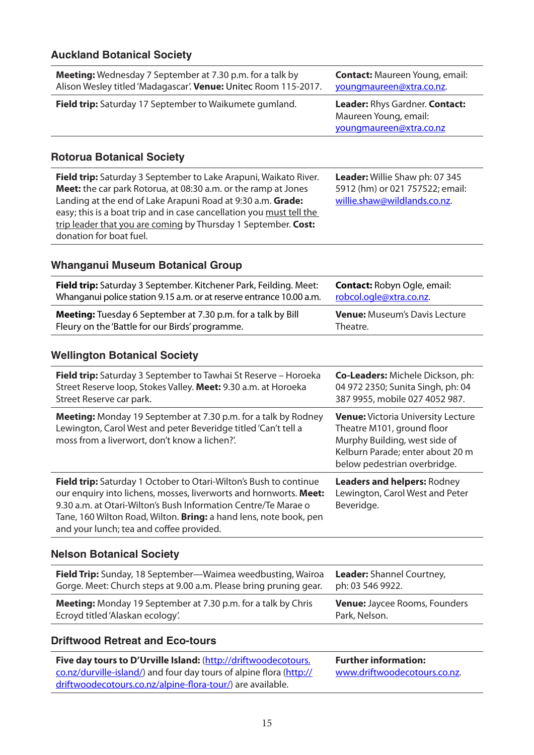## Auckland Botanical Society

| | |
|---|---|
| **Meeting:** Wednesday 7 September at 7.30 p.m. for a talk by Alison Wesley titled 'Madagascar'. **Venue:** Unitec Room 115-2017. | **Contact:** Maureen Young, email: youngmaureen@xtra.co.nz. |
| **Field trip:** Saturday 17 September to Waikumete gumland. | **Leader:** Rhys Gardner. **Contact:** Maureen Young, email: youngmaureen@xtra.co.nz |

## Rotorua Botanical Society

| | |
|---|---|
| **Field trip:** Saturday 3 September to Lake Arapuni, Waikato River. **Meet:** the car park Rotorua, at 08:30 a.m. or the ramp at Jones Landing at the end of Lake Arapuni Road at 9:30 a.m. **Grade:** easy; this is a boat trip and in case cancellation you must tell the trip leader that you are coming by Thursday 1 September. **Cost:** donation for boat fuel. | **Leader:** Willie Shaw ph: 07 345 5912 (hm) or 021 757522; email: willie.shaw@wildlands.co.nz. |

## Whanganui Museum Botanical Group

| | |
|---|---|
| **Field trip:** Saturday 3 September. Kitchener Park, Feilding. Meet: Whanganui police station 9.15 a.m. or at reserve entrance 10.00 a.m. | **Contact:** Robyn Ogle, email: robcol.ogle@xtra.co.nz. |
| **Meeting:** Tuesday 6 September at 7.30 p.m. for a talk by Bill Fleury on the 'Battle for our Birds' programme. | **Venue:** Museum's Davis Lecture Theatre. |

## Wellington Botanical Society

| | |
|---|---|
| **Field trip:** Saturday 3 September to Tawhai St Reserve – Horoeka Street Reserve loop, Stokes Valley. **Meet:** 9.30 a.m. at Horoeka Street Reserve car park. | **Co-Leaders:** Michele Dickson, ph: 04 972 2350; Sunita Singh, ph: 04 387 9955, mobile 027 4052 987. |
| **Meeting:** Monday 19 September at 7.30 p.m. for a talk by Rodney Lewington, Carol West and peter Beveridge titled 'Can't tell a moss from a liverwort, don't know a lichen?'. | **Venue:** Victoria University Lecture Theatre M101, ground floor Murphy Building, west side of Kelburn Parade; enter about 20 m below pedestrian overbridge. |
| **Field trip:** Saturday 1 October to Otari-Wilton's Bush to continue our enquiry into lichens, mosses, liverworts and hornworts. **Meet:** 9.30 a.m. at Otari-Wilton's Bush Information Centre/Te Marae o Tane, 160 Wilton Road, Wilton. **Bring:** a hand lens, note book, pen and your lunch; tea and coffee provided. | **Leaders and helpers:** Rodney Lewington, Carol West and Peter Beveridge. |

## Nelson Botanical Society

| | |
|---|---|
| **Field Trip:** Sunday, 18 September—Waimea weedbusting, Wairoa Gorge. Meet: Church steps at 9.00 a.m. Please bring pruning gear. | **Leader:** Shannel Courtney, ph: 03 546 9922. |
| **Meeting:** Monday 19 September at 7.30 p.m. for a talk by Chris Ecroyd titled 'Alaskan ecology'. | **Venue:** Jaycee Rooms, Founders Park, Nelson. |

## Driftwood Retreat and Eco-tours

| | |
|---|---|
| **Five day tours to D'Urville Island:** (http://driftwoodecotours.co.nz/durville-island/) and four day tours of alpine flora (http://driftwoodecotours.co.nz/alpine-flora-tour/) are available. | **Further information:** www.driftwoodecotours.co.nz. |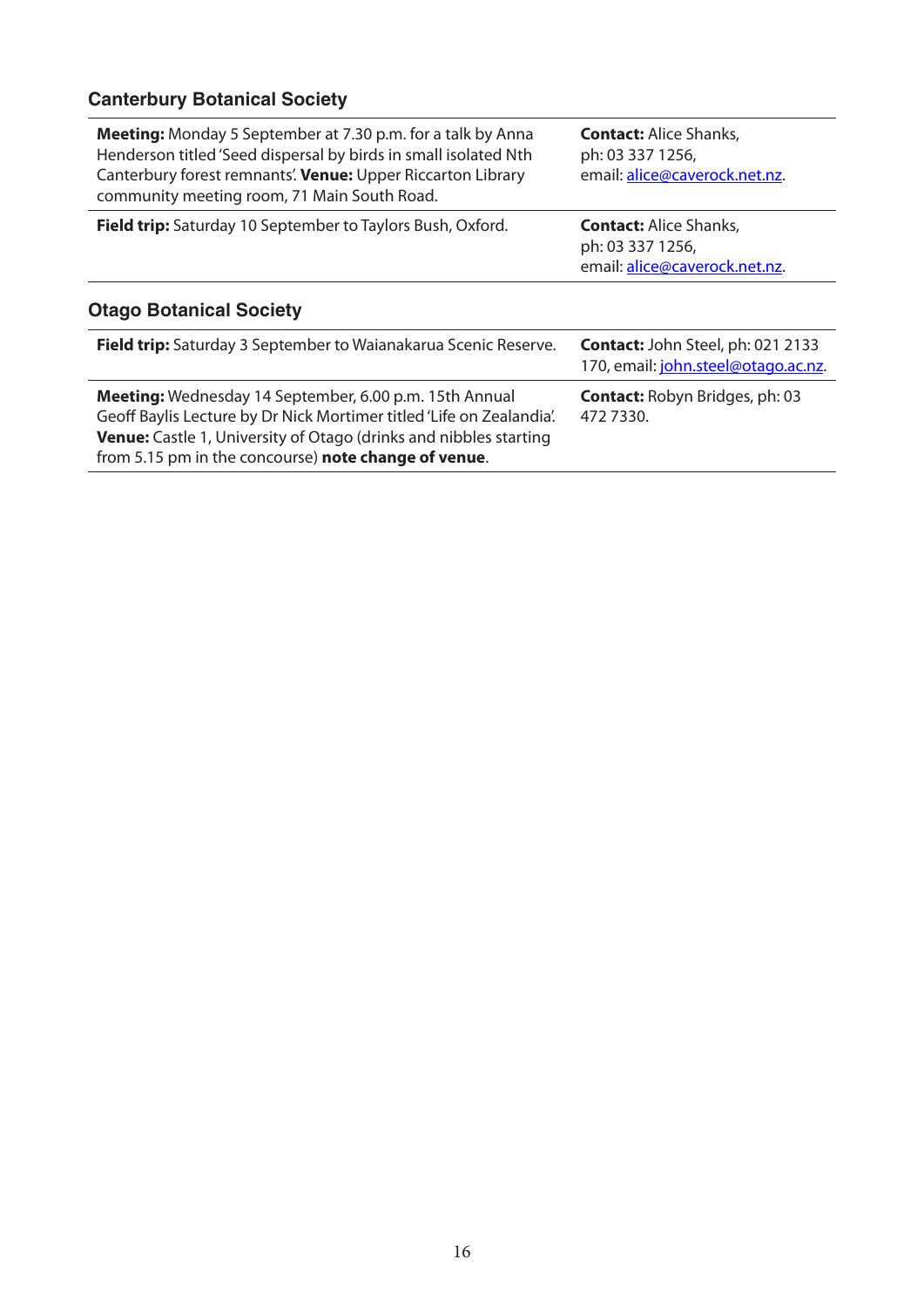## Canterbury Botanical Society

| | |
|---|---|
| **Meeting:** Monday 5 September at 7.30 p.m. for a talk by Anna Henderson titled 'Seed dispersal by birds in small isolated Nth Canterbury forest remnants'. **Venue:** Upper Riccarton Library community meeting room, 71 Main South Road. | **Contact:** Alice Shanks, ph: 03 337 1256, email: alice@caverock.net.nz. |
| **Field trip:** Saturday 10 September to Taylors Bush, Oxford. | **Contact:** Alice Shanks, ph: 03 337 1256, email: alice@caverock.net.nz. |

## Otago Botanical Society

| | |
|---|---|
| **Field trip:** Saturday 3 September to Waianakarua Scenic Reserve. | **Contact:** John Steel, ph: 021 2133 170, email: john.steel@otago.ac.nz. |
| **Meeting:** Wednesday 14 September, 6.00 p.m. 15th Annual Geoff Baylis Lecture by Dr Nick Mortimer titled 'Life on Zealandia'. **Venue:** Castle 1, University of Otago (drinks and nibbles starting from 5.15 pm in the concourse) **note change of venue**. | **Contact:** Robyn Bridges, ph: 03 472 7330. |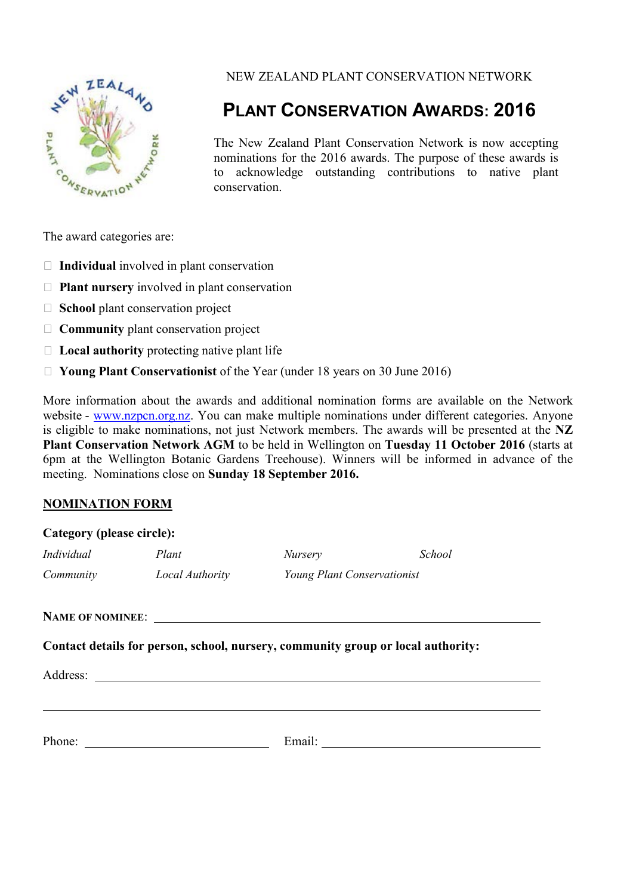NEW ZEALAND PLANT CONSERVATION NETWORK

# PLANT CONSERVATION AWARDS: 2016

The New Zealand Plant Conservation Network is now accepting nominations for the 2016 awards. The purpose of these awards is to acknowledge outstanding contributions to native plant conservation.

The award categories are:

- **Individual** involved in plant conservation
- **Plant nursery** involved in plant conservation
- **School** plant conservation project
- **Community** plant conservation project
- **Local authority** protecting native plant life
- **Young Plant Conservationist** of the Year (under 18 years on 30 June 2016)

More information about the awards and additional nomination forms are available on the Network website - www.nzpcn.org.nz. You can make multiple nominations under different categories. Anyone is eligible to make nominations, not just Network members. The awards will be presented at the **NZ Plant Conservation Network AGM** to be held in Wellington on **Tuesday 11 October 2016** (starts at 6pm at the Wellington Botanic Gardens Treehouse). Winners will be informed in advance of the meeting. Nominations close on **Sunday 18 September 2016.**

## NOMINATION FORM

**Category (please circle):**

*Individual* *Plant* *Nursery* *School*

*Community* *Local Authority* *Young Plant Conservationist*

**NAME OF NOMINEE**: ______________________________

**Contact details for person, school, nursery, community group or local authority:**

Address: ______________________________

______________________________

Phone: ______________ Email: ______________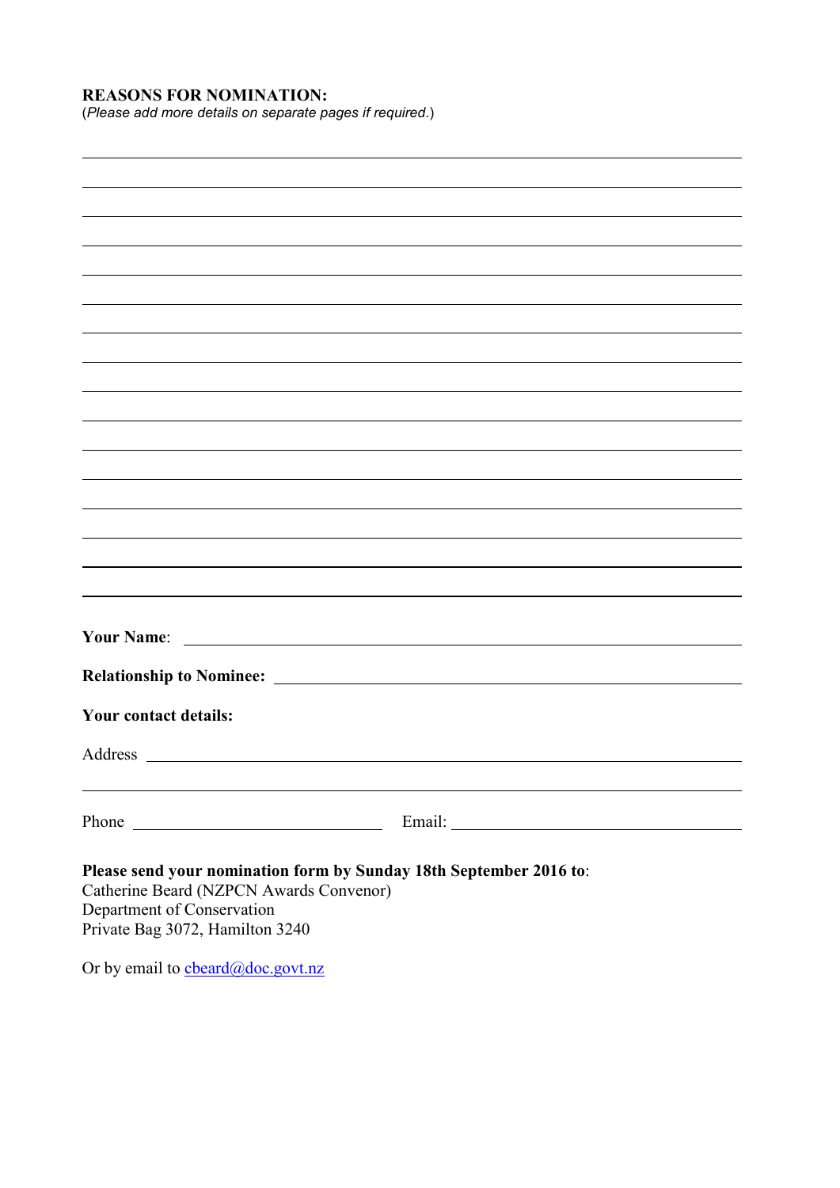**REASONS FOR NOMINATION:**
(*Please add more details on separate pages if required.*)

**Your Name**: 

**Relationship to Nominee:** 

**Your contact details:**

Address 

Phone  Email: 

**Please send your nomination form by Sunday 18th September 2016 to**:
Catherine Beard (NZPCN Awards Convenor)
Department of Conservation
Private Bag 3072, Hamilton 3240

Or by email to cbeard@doc.govt.nz